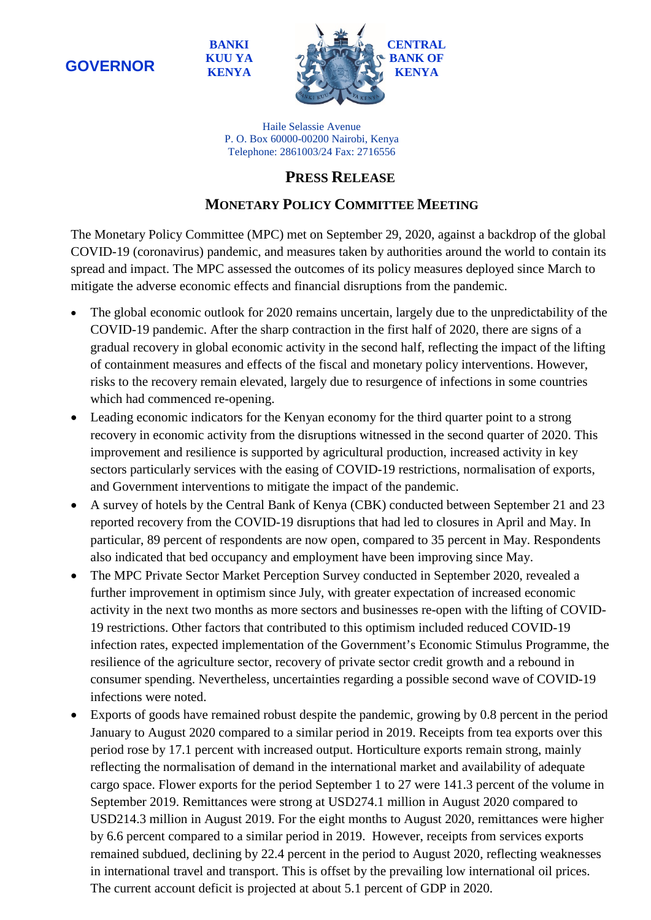**GOVERNOR**

**BANKI KUU YA KENYA** **CENTRAL BANK OF KENYA**

Haile Selassie Avenue
P. O. Box 60000-00200 Nairobi, Kenya
Telephone: 2861003/24 Fax: 2716556

# PRESS RELEASE

## MONETARY POLICY COMMITTEE MEETING

The Monetary Policy Committee (MPC) met on September 29, 2020, against a backdrop of the global COVID-19 (coronavirus) pandemic, and measures taken by authorities around the world to contain its spread and impact. The MPC assessed the outcomes of its policy measures deployed since March to mitigate the adverse economic effects and financial disruptions from the pandemic.

- The global economic outlook for 2020 remains uncertain, largely due to the unpredictability of the COVID-19 pandemic. After the sharp contraction in the first half of 2020, there are signs of a gradual recovery in global economic activity in the second half, reflecting the impact of the lifting of containment measures and effects of the fiscal and monetary policy interventions. However, risks to the recovery remain elevated, largely due to resurgence of infections in some countries which had commenced re-opening.
- Leading economic indicators for the Kenyan economy for the third quarter point to a strong recovery in economic activity from the disruptions witnessed in the second quarter of 2020. This improvement and resilience is supported by agricultural production, increased activity in key sectors particularly services with the easing of COVID-19 restrictions, normalisation of exports, and Government interventions to mitigate the impact of the pandemic.
- A survey of hotels by the Central Bank of Kenya (CBK) conducted between September 21 and 23 reported recovery from the COVID-19 disruptions that had led to closures in April and May. In particular, 89 percent of respondents are now open, compared to 35 percent in May. Respondents also indicated that bed occupancy and employment have been improving since May.
- The MPC Private Sector Market Perception Survey conducted in September 2020, revealed a further improvement in optimism since July, with greater expectation of increased economic activity in the next two months as more sectors and businesses re-open with the lifting of COVID-19 restrictions. Other factors that contributed to this optimism included reduced COVID-19 infection rates, expected implementation of the Government's Economic Stimulus Programme, the resilience of the agriculture sector, recovery of private sector credit growth and a rebound in consumer spending. Nevertheless, uncertainties regarding a possible second wave of COVID-19 infections were noted.
- Exports of goods have remained robust despite the pandemic, growing by 0.8 percent in the period January to August 2020 compared to a similar period in 2019. Receipts from tea exports over this period rose by 17.1 percent with increased output. Horticulture exports remain strong, mainly reflecting the normalisation of demand in the international market and availability of adequate cargo space. Flower exports for the period September 1 to 27 were 141.3 percent of the volume in September 2019. Remittances were strong at USD274.1 million in August 2020 compared to USD214.3 million in August 2019. For the eight months to August 2020, remittances were higher by 6.6 percent compared to a similar period in 2019. However, receipts from services exports remained subdued, declining by 22.4 percent in the period to August 2020, reflecting weaknesses in international travel and transport. This is offset by the prevailing low international oil prices. The current account deficit is projected at about 5.1 percent of GDP in 2020.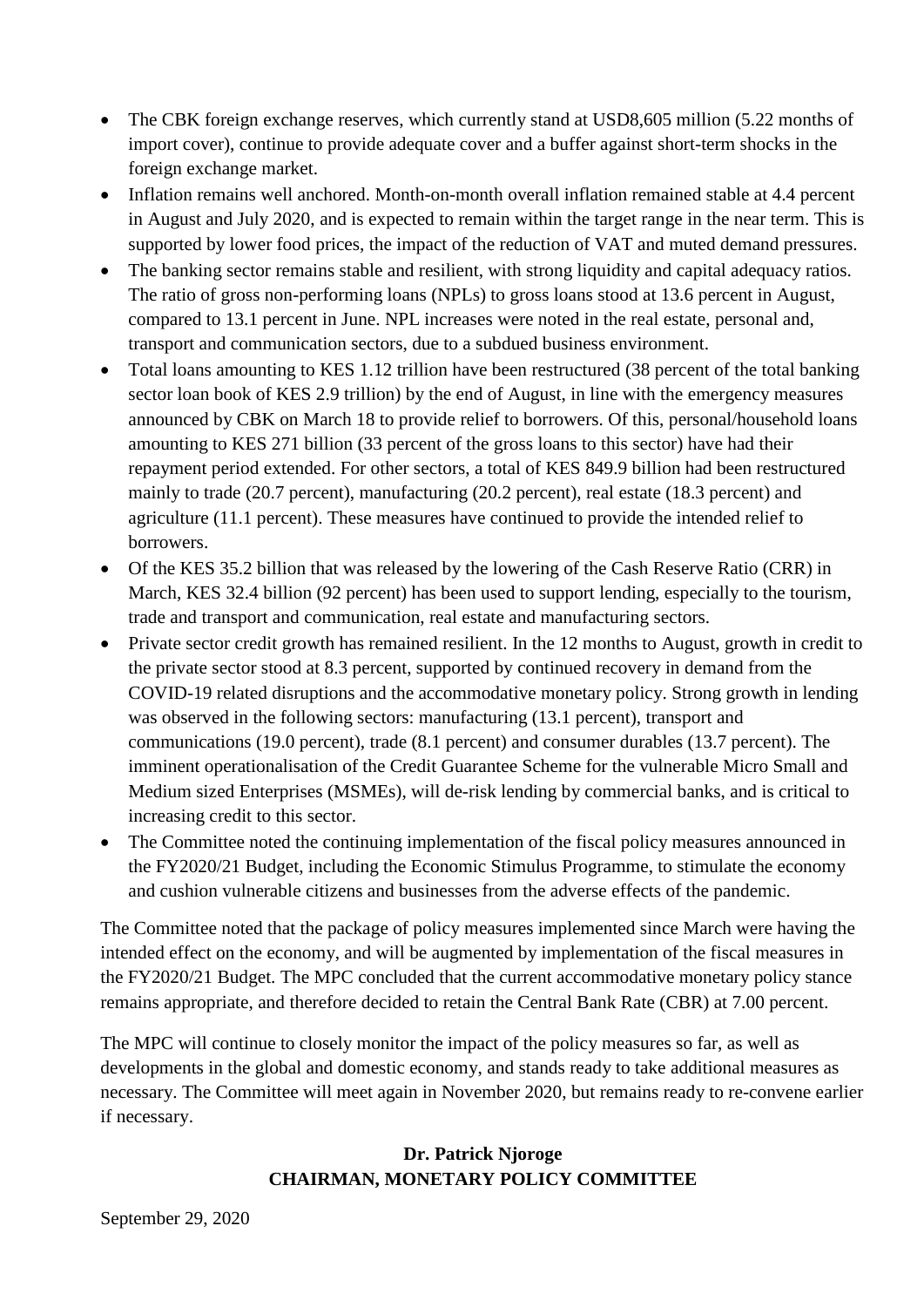- The CBK foreign exchange reserves, which currently stand at USD8,605 million (5.22 months of import cover), continue to provide adequate cover and a buffer against short-term shocks in the foreign exchange market.
- Inflation remains well anchored. Month-on-month overall inflation remained stable at 4.4 percent in August and July 2020, and is expected to remain within the target range in the near term. This is supported by lower food prices, the impact of the reduction of VAT and muted demand pressures.
- The banking sector remains stable and resilient, with strong liquidity and capital adequacy ratios. The ratio of gross non-performing loans (NPLs) to gross loans stood at 13.6 percent in August, compared to 13.1 percent in June. NPL increases were noted in the real estate, personal and, transport and communication sectors, due to a subdued business environment.
- Total loans amounting to KES 1.12 trillion have been restructured (38 percent of the total banking sector loan book of KES 2.9 trillion) by the end of August, in line with the emergency measures announced by CBK on March 18 to provide relief to borrowers. Of this, personal/household loans amounting to KES 271 billion (33 percent of the gross loans to this sector) have had their repayment period extended. For other sectors, a total of KES 849.9 billion had been restructured mainly to trade (20.7 percent), manufacturing (20.2 percent), real estate (18.3 percent) and agriculture (11.1 percent). These measures have continued to provide the intended relief to borrowers.
- Of the KES 35.2 billion that was released by the lowering of the Cash Reserve Ratio (CRR) in March, KES 32.4 billion (92 percent) has been used to support lending, especially to the tourism, trade and transport and communication, real estate and manufacturing sectors.
- Private sector credit growth has remained resilient. In the 12 months to August, growth in credit to the private sector stood at 8.3 percent, supported by continued recovery in demand from the COVID-19 related disruptions and the accommodative monetary policy. Strong growth in lending was observed in the following sectors: manufacturing (13.1 percent), transport and communications (19.0 percent), trade (8.1 percent) and consumer durables (13.7 percent). The imminent operationalisation of the Credit Guarantee Scheme for the vulnerable Micro Small and Medium sized Enterprises (MSMEs), will de-risk lending by commercial banks, and is critical to increasing credit to this sector.
- The Committee noted the continuing implementation of the fiscal policy measures announced in the FY2020/21 Budget, including the Economic Stimulus Programme, to stimulate the economy and cushion vulnerable citizens and businesses from the adverse effects of the pandemic.

The Committee noted that the package of policy measures implemented since March were having the intended effect on the economy, and will be augmented by implementation of the fiscal measures in the FY2020/21 Budget. The MPC concluded that the current accommodative monetary policy stance remains appropriate, and therefore decided to retain the Central Bank Rate (CBR) at 7.00 percent.

The MPC will continue to closely monitor the impact of the policy measures so far, as well as developments in the global and domestic economy, and stands ready to take additional measures as necessary. The Committee will meet again in November 2020, but remains ready to re-convene earlier if necessary.

**Dr. Patrick Njoroge**
**CHAIRMAN, MONETARY POLICY COMMITTEE**

September 29, 2020